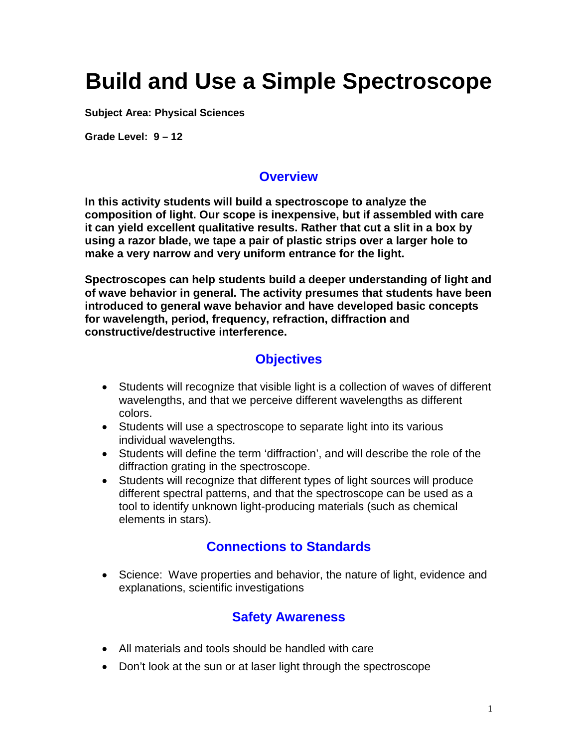# Build and Use a Simple Spectroscope

**Subject Area: Physical Sciences**

**Grade Level: 9 – 12**

## Overview

**In this activity students will build a spectroscope to analyze the composition of light. Our scope is inexpensive, but if assembled with care it can yield excellent qualitative results. Rather that cut a slit in a box by using a razor blade, we tape a pair of plastic strips over a larger hole to make a very narrow and very uniform entrance for the light.**

**Spectroscopes can help students build a deeper understanding of light and of wave behavior in general. The activity presumes that students have been introduced to general wave behavior and have developed basic concepts for wavelength, period, frequency, refraction, diffraction and constructive/destructive interference.**

## Objectives

- Students will recognize that visible light is a collection of waves of different wavelengths, and that we perceive different wavelengths as different colors.
- Students will use a spectroscope to separate light into its various individual wavelengths.
- Students will define the term 'diffraction', and will describe the role of the diffraction grating in the spectroscope.
- Students will recognize that different types of light sources will produce different spectral patterns, and that the spectroscope can be used as a tool to identify unknown light-producing materials (such as chemical elements in stars).

## Connections to Standards

- Science: Wave properties and behavior, the nature of light, evidence and explanations, scientific investigations

## Safety Awareness

- All materials and tools should be handled with care
- Don't look at the sun or at laser light through the spectroscope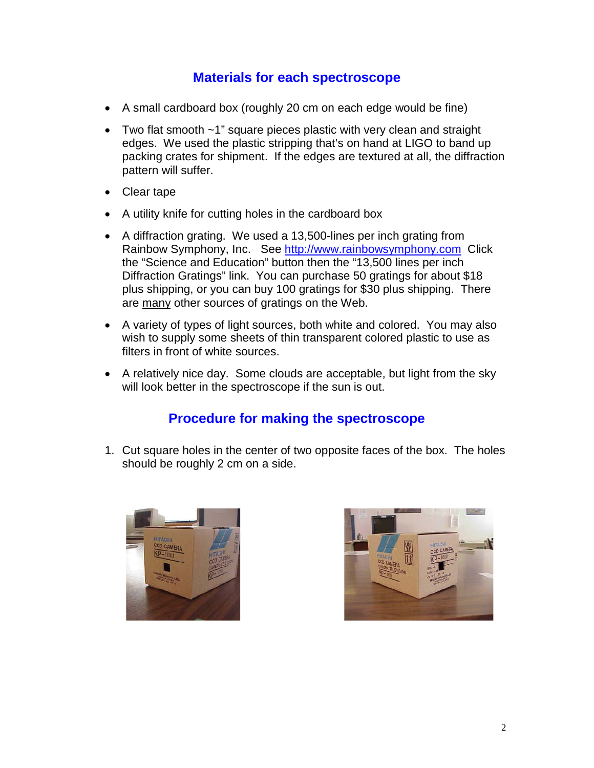## Materials for each spectroscope

- A small cardboard box (roughly 20 cm on each edge would be fine)
- Two flat smooth ~1" square pieces plastic with very clean and straight edges. We used the plastic stripping that's on hand at LIGO to band up packing crates for shipment. If the edges are textured at all, the diffraction pattern will suffer.
- Clear tape
- A utility knife for cutting holes in the cardboard box
- A diffraction grating. We used a 13,500-lines per inch grating from Rainbow Symphony, Inc. See http://www.rainbowsymphony.com Click the "Science and Education" button then the "13,500 lines per inch Diffraction Gratings" link. You can purchase 50 gratings for about $18 plus shipping, or you can buy 100 gratings for $30 plus shipping. There are <u>many</u> other sources of gratings on the Web.
- A variety of types of light sources, both white and colored. You may also wish to supply some sheets of thin transparent colored plastic to use as filters in front of white sources.
- A relatively nice day. Some clouds are acceptable, but light from the sky will look better in the spectroscope if the sun is out.

## Procedure for making the spectroscope

1. Cut square holes in the center of two opposite faces of the box. The holes should be roughly 2 cm on a side.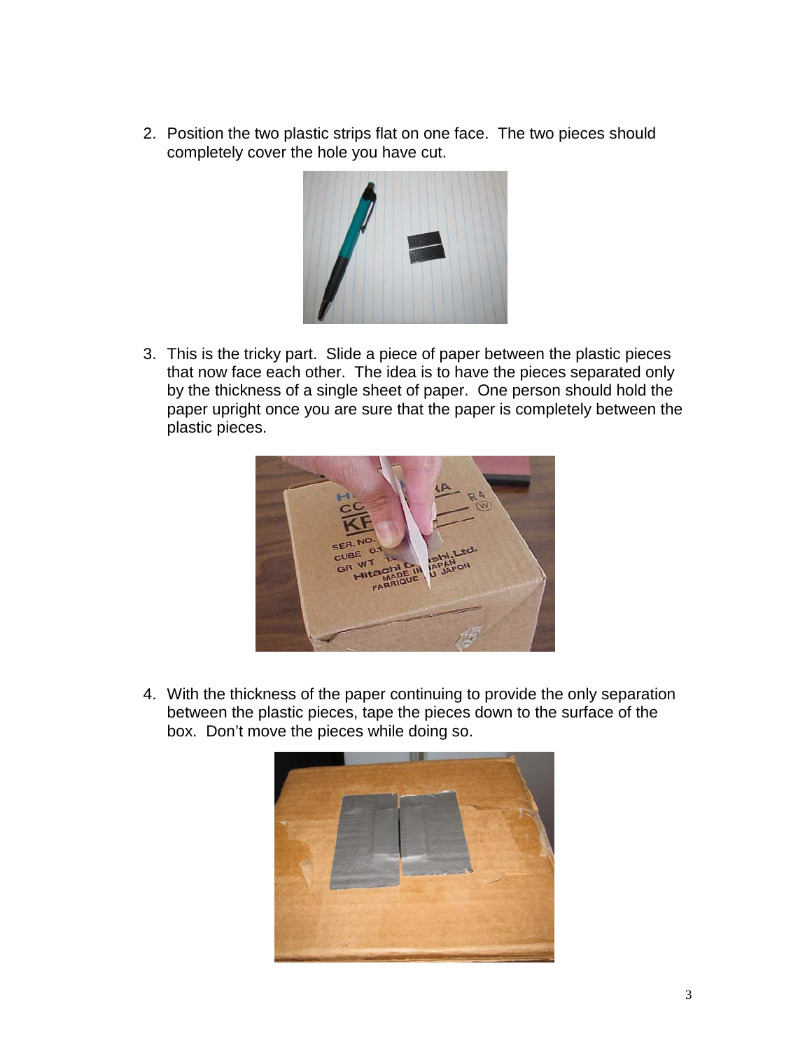2. Position the two plastic strips flat on one face. The two pieces should completely cover the hole you have cut.

3. This is the tricky part. Slide a piece of paper between the plastic pieces that now face each other. The idea is to have the pieces separated only by the thickness of a single sheet of paper. One person should hold the paper upright once you are sure that the paper is completely between the plastic pieces.

4. With the thickness of the paper continuing to provide the only separation between the plastic pieces, tape the pieces down to the surface of the box. Don't move the pieces while doing so.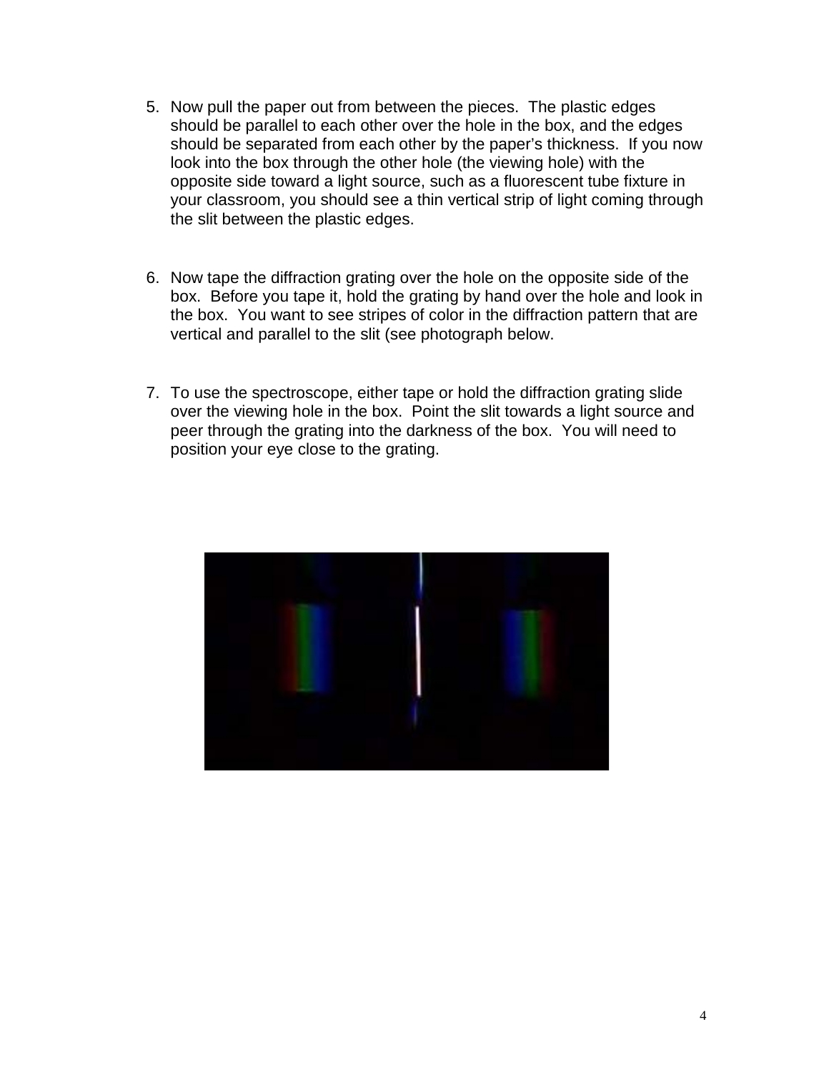5. Now pull the paper out from between the pieces. The plastic edges should be parallel to each other over the hole in the box, and the edges should be separated from each other by the paper's thickness. If you now look into the box through the other hole (the viewing hole) with the opposite side toward a light source, such as a fluorescent tube fixture in your classroom, you should see a thin vertical strip of light coming through the slit between the plastic edges.

6. Now tape the diffraction grating over the hole on the opposite side of the box. Before you tape it, hold the grating by hand over the hole and look in the box. You want to see stripes of color in the diffraction pattern that are vertical and parallel to the slit (see photograph below.

7. To use the spectroscope, either tape or hold the diffraction grating slide over the viewing hole in the box. Point the slit towards a light source and peer through the grating into the darkness of the box. You will need to position your eye close to the grating.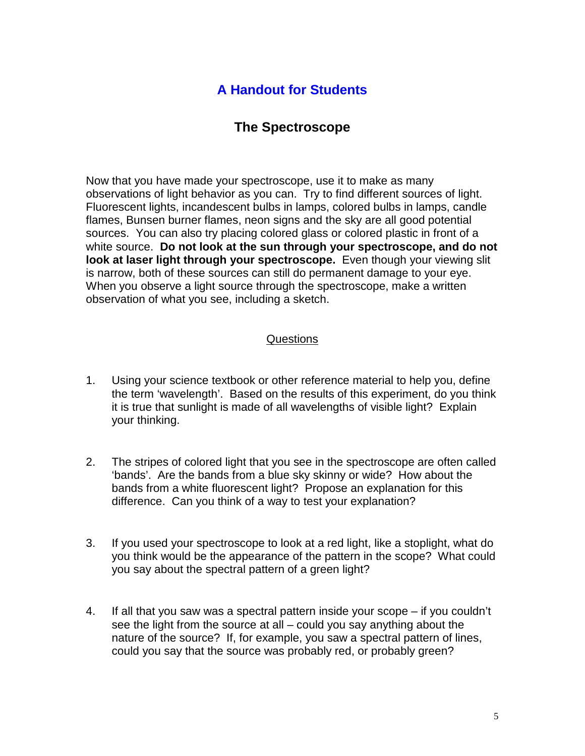# A Handout for Students

## The Spectroscope

Now that you have made your spectroscope, use it to make as many observations of light behavior as you can. Try to find different sources of light. Fluorescent lights, incandescent bulbs in lamps, colored bulbs in lamps, candle flames, Bunsen burner flames, neon signs and the sky are all good potential sources. You can also try placing colored glass or colored plastic in front of a white source. **Do not look at the sun through your spectroscope, and do not look at laser light through your spectroscope.** Even though your viewing slit is narrow, both of these sources can still do permanent damage to your eye. When you observe a light source through the spectroscope, make a written observation of what you see, including a sketch.

### Questions

1. Using your science textbook or other reference material to help you, define the term 'wavelength'. Based on the results of this experiment, do you think it is true that sunlight is made of all wavelengths of visible light? Explain your thinking.

2. The stripes of colored light that you see in the spectroscope are often called 'bands'. Are the bands from a blue sky skinny or wide? How about the bands from a white fluorescent light? Propose an explanation for this difference. Can you think of a way to test your explanation?

3. If you used your spectroscope to look at a red light, like a stoplight, what do you think would be the appearance of the pattern in the scope? What could you say about the spectral pattern of a green light?

4. If all that you saw was a spectral pattern inside your scope – if you couldn't see the light from the source at all – could you say anything about the nature of the source? If, for example, you saw a spectral pattern of lines, could you say that the source was probably red, or probably green?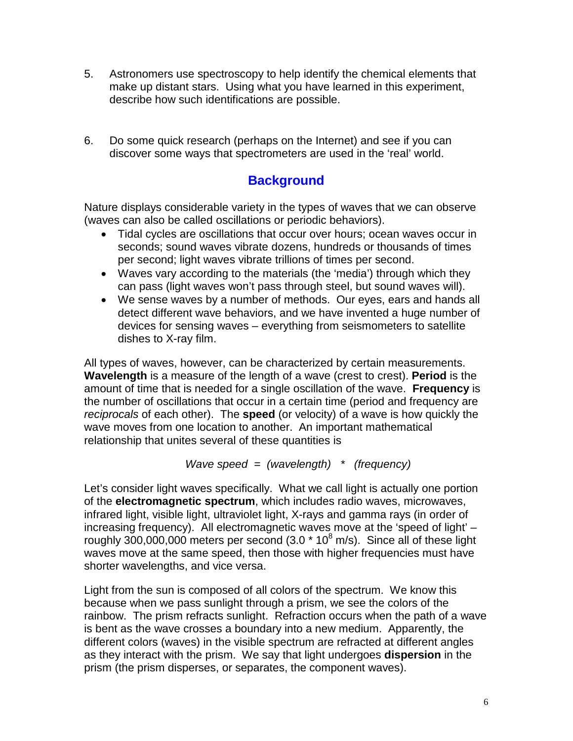5. Astronomers use spectroscopy to help identify the chemical elements that make up distant stars. Using what you have learned in this experiment, describe how such identifications are possible.

6. Do some quick research (perhaps on the Internet) and see if you can discover some ways that spectrometers are used in the 'real' world.

## Background

Nature displays considerable variety in the types of waves that we can observe (waves can also be called oscillations or periodic behaviors).

- Tidal cycles are oscillations that occur over hours; ocean waves occur in seconds; sound waves vibrate dozens, hundreds or thousands of times per second; light waves vibrate trillions of times per second.
- Waves vary according to the materials (the 'media') through which they can pass (light waves won't pass through steel, but sound waves will).
- We sense waves by a number of methods. Our eyes, ears and hands all detect different wave behaviors, and we have invented a huge number of devices for sensing waves – everything from seismometers to satellite dishes to X-ray film.

All types of waves, however, can be characterized by certain measurements. **Wavelength** is a measure of the length of a wave (crest to crest). **Period** is the amount of time that is needed for a single oscillation of the wave. **Frequency** is the number of oscillations that occur in a certain time (period and frequency are *reciprocals* of each other). The **speed** (or velocity) of a wave is how quickly the wave moves from one location to another. An important mathematical relationship that unites several of these quantities is

$$\textit{Wave speed} = (\textit{wavelength}) * (\textit{frequency})$$

Let's consider light waves specifically. What we call light is actually one portion of the **electromagnetic spectrum**, which includes radio waves, microwaves, infrared light, visible light, ultraviolet light, X-rays and gamma rays (in order of increasing frequency). All electromagnetic waves move at the 'speed of light' – roughly 300,000,000 meters per second ($3.0 * 10^8$ m/s). Since all of these light waves move at the same speed, then those with higher frequencies must have shorter wavelengths, and vice versa.

Light from the sun is composed of all colors of the spectrum. We know this because when we pass sunlight through a prism, we see the colors of the rainbow. The prism refracts sunlight. Refraction occurs when the path of a wave is bent as the wave crosses a boundary into a new medium. Apparently, the different colors (waves) in the visible spectrum are refracted at different angles as they interact with the prism. We say that light undergoes **dispersion** in the prism (the prism disperses, or separates, the component waves).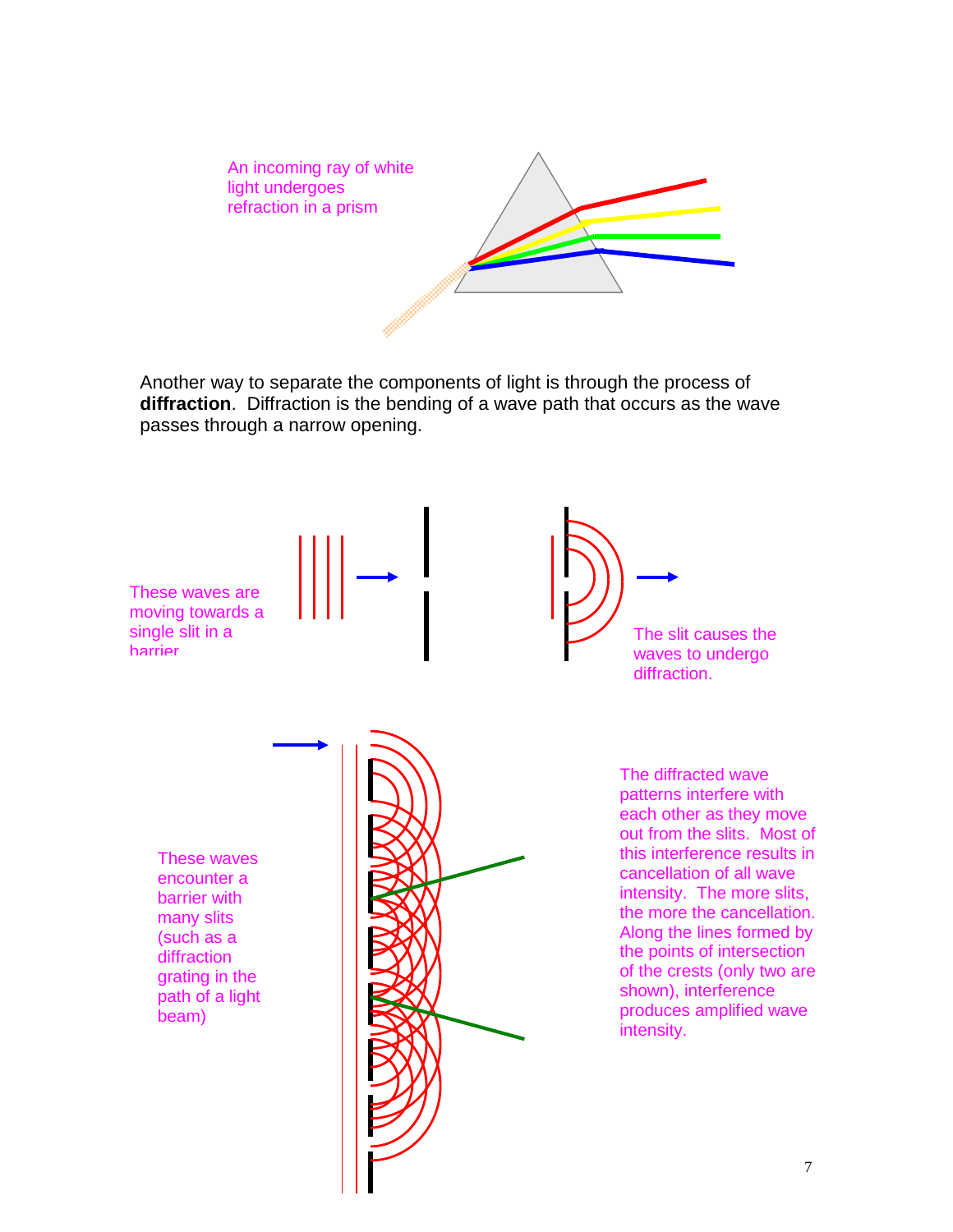An incoming ray of white light undergoes refraction in a prism

Another way to separate the components of light is through the process of **diffraction**. Diffraction is the bending of a wave path that occurs as the wave passes through a narrow opening.

These waves are moving towards a single slit in a barrier

The slit causes the waves to undergo diffraction.

These waves encounter a barrier with many slits (such as a diffraction grating in the path of a light beam)

The diffracted wave patterns interfere with each other as they move out from the slits. Most of this interference results in cancellation of all wave intensity. The more slits, the more the cancellation. Along the lines formed by the points of intersection of the crests (only two are shown), interference produces amplified wave intensity.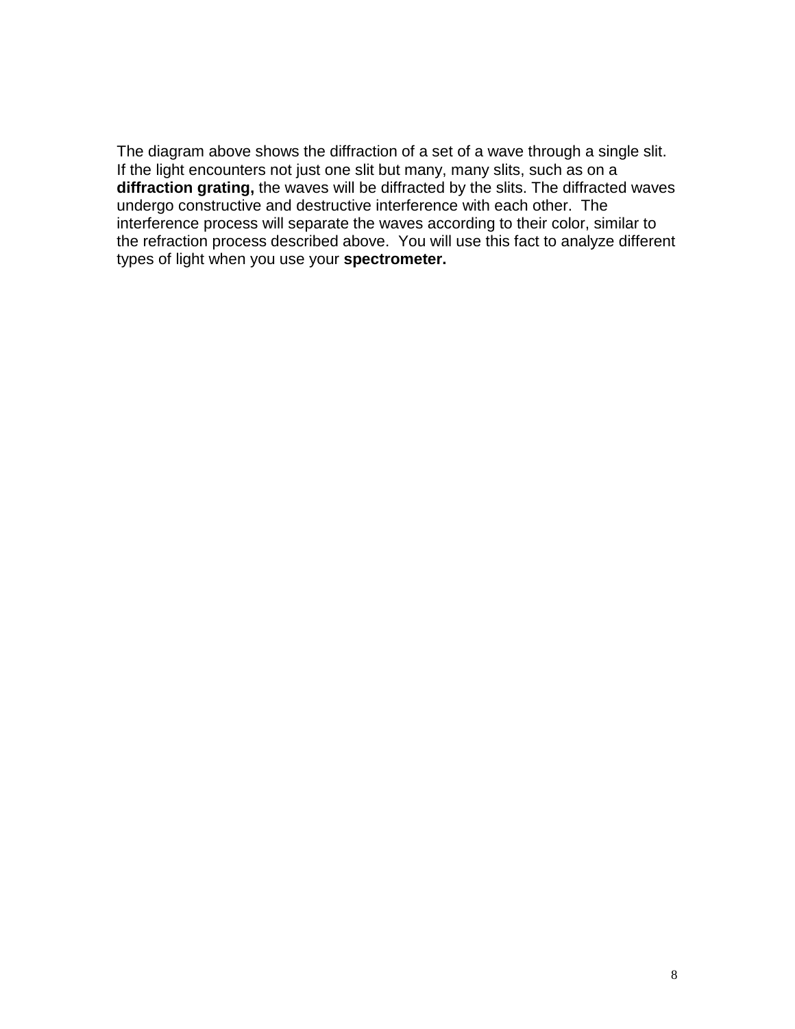The diagram above shows the diffraction of a set of a wave through a single slit. If the light encounters not just one slit but many, many slits, such as on a **diffraction grating,** the waves will be diffracted by the slits. The diffracted waves undergo constructive and destructive interference with each other. The interference process will separate the waves according to their color, similar to the refraction process described above. You will use this fact to analyze different types of light when you use your **spectrometer.**